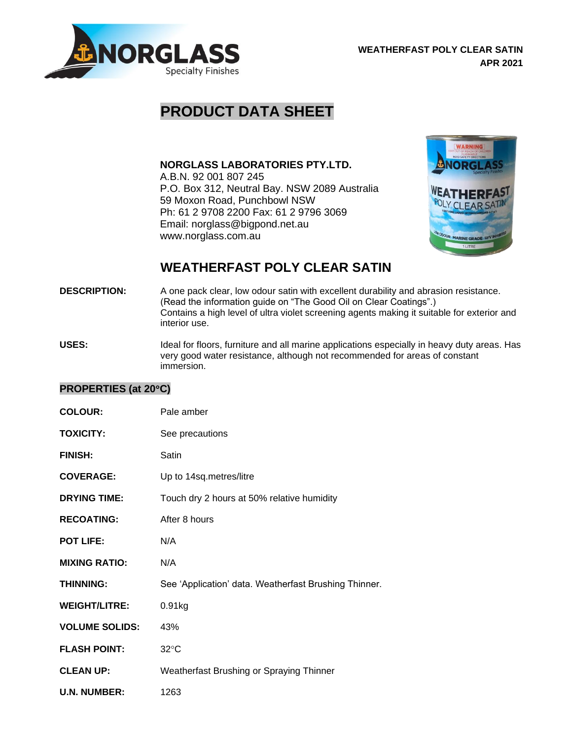WEATHERFAST POLY CLEAR SATIN
APR 2021

# PRODUCT DATA SHEET

**NORGLASS LABORATORIES PTY.LTD.**
A.B.N. 92 001 807 245
P.O. Box 312, Neutral Bay. NSW 2089 Australia
59 Moxon Road, Punchbowl NSW
Ph: 61 2 9708 2200 Fax: 61 2 9796 3069
Email: norglass@bigpond.net.au
www.norglass.com.au

## WEATHERFAST POLY CLEAR SATIN

**DESCRIPTION:** A one pack clear, low odour satin with excellent durability and abrasion resistance. (Read the information guide on "The Good Oil on Clear Coatings".) Contains a high level of ultra violet screening agents making it suitable for exterior and interior use.

**USES:** Ideal for floors, furniture and all marine applications especially in heavy duty areas. Has very good water resistance, although not recommended for areas of constant immersion.

### PROPERTIES (at 20°C)

**COLOUR:** Pale amber

**TOXICITY:** See precautions

**FINISH:** Satin

**COVERAGE:** Up to 14sq.metres/litre

**DRYING TIME:** Touch dry 2 hours at 50% relative humidity

**RECOATING:** After 8 hours

**POT LIFE:** N/A

**MIXING RATIO:** N/A

**THINNING:** See 'Application' data. Weatherfast Brushing Thinner.

**WEIGHT/LITRE:** 0.91kg

**VOLUME SOLIDS:** 43%

**FLASH POINT:** 32°C

**CLEAN UP:** Weatherfast Brushing or Spraying Thinner

**U.N. NUMBER:** 1263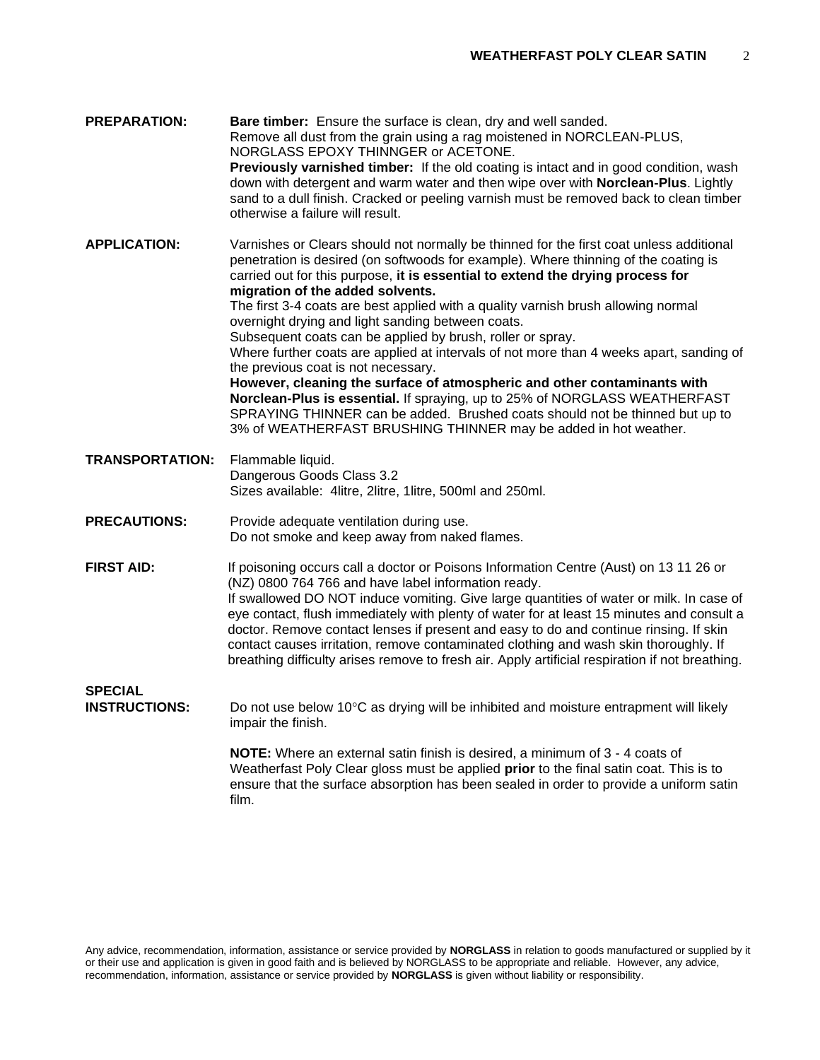**PREPARATION:** **Bare timber:** Ensure the surface is clean, dry and well sanded. Remove all dust from the grain using a rag moistened in NORCLEAN-PLUS, NORGLASS EPOXY THINNGER or ACETONE.
**Previously varnished timber:** If the old coating is intact and in good condition, wash down with detergent and warm water and then wipe over with **Norclean-Plus**. Lightly sand to a dull finish. Cracked or peeling varnish must be removed back to clean timber otherwise a failure will result.

**APPLICATION:** Varnishes or Clears should not normally be thinned for the first coat unless additional penetration is desired (on softwoods for example). Where thinning of the coating is carried out for this purpose, **it is essential to extend the drying process for migration of the added solvents.**
The first 3-4 coats are best applied with a quality varnish brush allowing normal overnight drying and light sanding between coats.
Subsequent coats can be applied by brush, roller or spray.
Where further coats are applied at intervals of not more than 4 weeks apart, sanding of the previous coat is not necessary.
**However, cleaning the surface of atmospheric and other contaminants with Norclean-Plus is essential.** If spraying, up to 25% of NORGLASS WEATHERFAST SPRAYING THINNER can be added. Brushed coats should not be thinned but up to 3% of WEATHERFAST BRUSHING THINNER may be added in hot weather.

**TRANSPORTATION:** Flammable liquid.
Dangerous Goods Class 3.2
Sizes available: 4litre, 2litre, 1litre, 500ml and 250ml.

**PRECAUTIONS:** Provide adequate ventilation during use.
Do not smoke and keep away from naked flames.

**FIRST AID:** If poisoning occurs call a doctor or Poisons Information Centre (Aust) on 13 11 26 or (NZ) 0800 764 766 and have label information ready.
If swallowed DO NOT induce vomiting. Give large quantities of water or milk. In case of eye contact, flush immediately with plenty of water for at least 15 minutes and consult a doctor. Remove contact lenses if present and easy to do and continue rinsing. If skin contact causes irritation, remove contaminated clothing and wash skin thoroughly. If breathing difficulty arises remove to fresh air. Apply artificial respiration if not breathing.

**SPECIAL INSTRUCTIONS:** Do not use below 10°C as drying will be inhibited and moisture entrapment will likely impair the finish.

**NOTE:** Where an external satin finish is desired, a minimum of 3 - 4 coats of Weatherfast Poly Clear gloss must be applied **prior** to the final satin coat. This is to ensure that the surface absorption has been sealed in order to provide a uniform satin film.

Any advice, recommendation, information, assistance or service provided by **NORGLASS** in relation to goods manufactured or supplied by it or their use and application is given in good faith and is believed by NORGLASS to be appropriate and reliable. However, any advice, recommendation, information, assistance or service provided by **NORGLASS** is given without liability or responsibility.